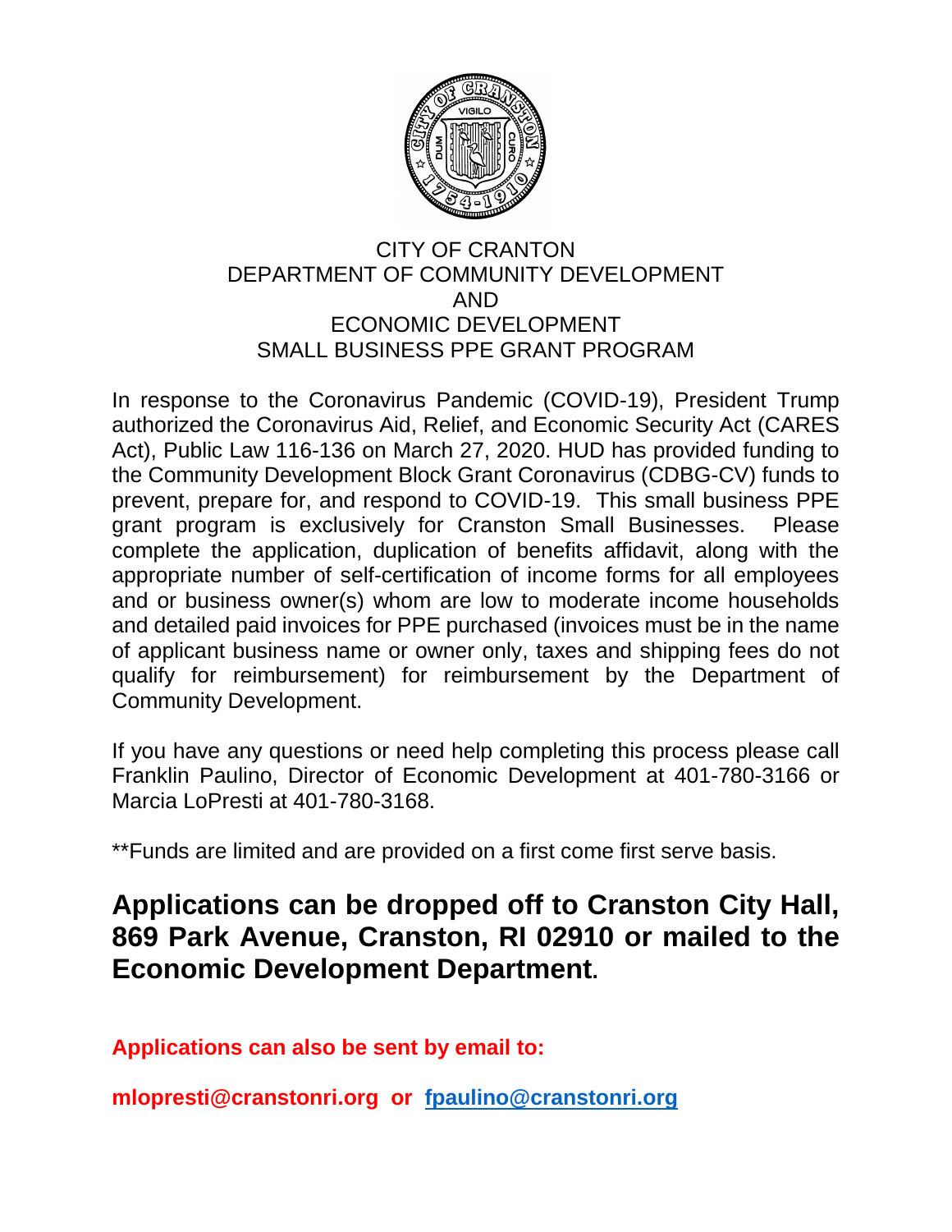CITY OF CRANTON
DEPARTMENT OF COMMUNITY DEVELOPMENT
AND
ECONOMIC DEVELOPMENT
SMALL BUSINESS PPE GRANT PROGRAM

In response to the Coronavirus Pandemic (COVID-19), President Trump authorized the Coronavirus Aid, Relief, and Economic Security Act (CARES Act), Public Law 116-136 on March 27, 2020. HUD has provided funding to the Community Development Block Grant Coronavirus (CDBG-CV) funds to prevent, prepare for, and respond to COVID-19. This small business PPE grant program is exclusively for Cranston Small Businesses. Please complete the application, duplication of benefits affidavit, along with the appropriate number of self-certification of income forms for all employees and or business owner(s) whom are low to moderate income households and detailed paid invoices for PPE purchased (invoices must be in the name of applicant business name or owner only, taxes and shipping fees do not qualify for reimbursement) for reimbursement by the Department of Community Development.

If you have any questions or need help completing this process please call Franklin Paulino, Director of Economic Development at 401-780-3166 or Marcia LoPresti at 401-780-3168.

**Funds are limited and are provided on a first come first serve basis.

**Applications can be dropped off to Cranston City Hall, 869 Park Avenue, Cranston, RI 02910 or mailed to the Economic Development Department.**

**Applications can also be sent by email to:**

**mlopresti@cranstonri.org or fpaulino@cranstonri.org**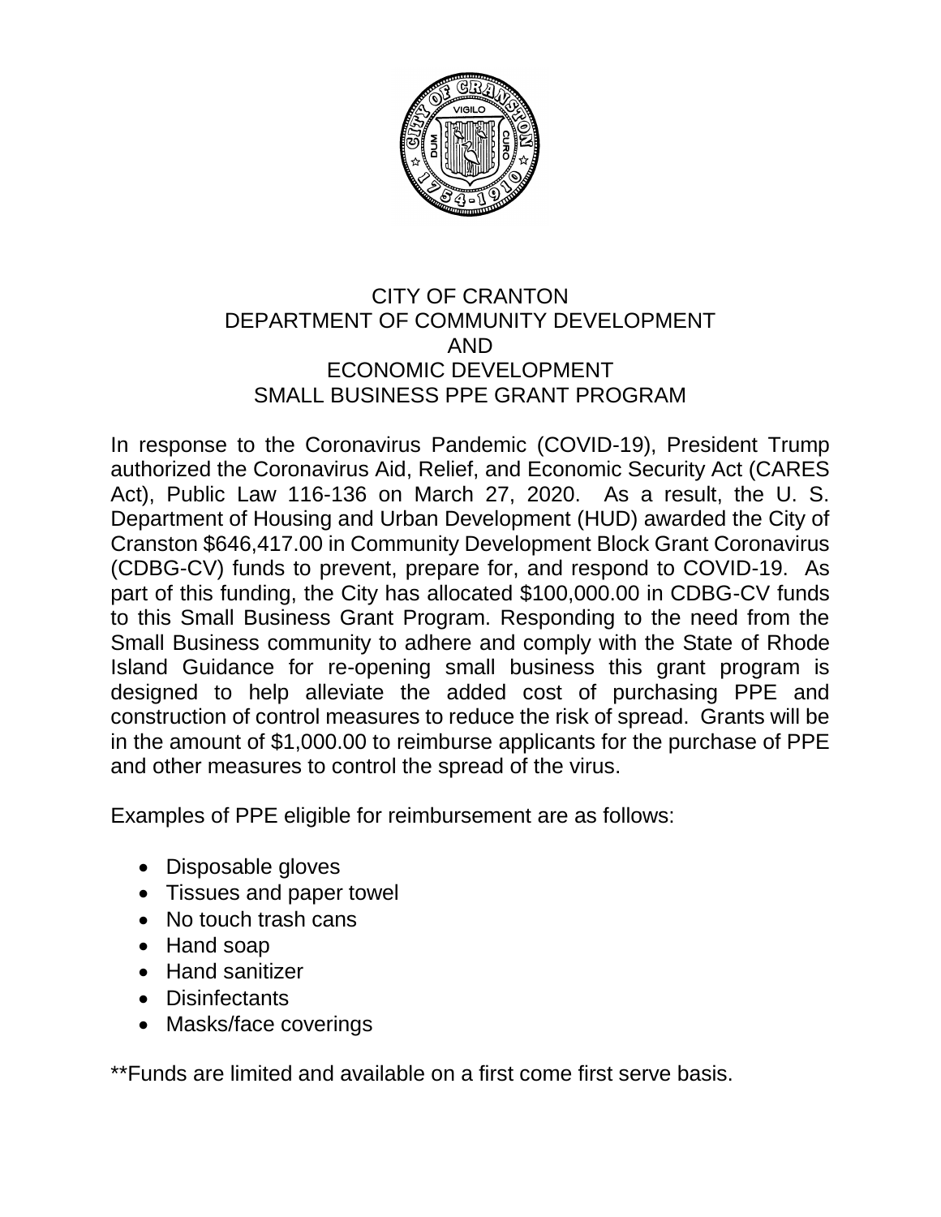# CITY OF CRANTON
## DEPARTMENT OF COMMUNITY DEVELOPMENT
## AND
## ECONOMIC DEVELOPMENT
## SMALL BUSINESS PPE GRANT PROGRAM

In response to the Coronavirus Pandemic (COVID-19), President Trump authorized the Coronavirus Aid, Relief, and Economic Security Act (CARES Act), Public Law 116-136 on March 27, 2020. As a result, the U. S. Department of Housing and Urban Development (HUD) awarded the City of Cranston $646,417.00 in Community Development Block Grant Coronavirus (CDBG-CV) funds to prevent, prepare for, and respond to COVID-19. As part of this funding, the City has allocated $100,000.00 in CDBG-CV funds to this Small Business Grant Program. Responding to the need from the Small Business community to adhere and comply with the State of Rhode Island Guidance for re-opening small business this grant program is designed to help alleviate the added cost of purchasing PPE and construction of control measures to reduce the risk of spread. Grants will be in the amount of $1,000.00 to reimburse applicants for the purchase of PPE and other measures to control the spread of the virus.

Examples of PPE eligible for reimbursement are as follows:

- Disposable gloves
- Tissues and paper towel
- No touch trash cans
- Hand soap
- Hand sanitizer
- Disinfectants
- Masks/face coverings

**Funds are limited and available on a first come first serve basis.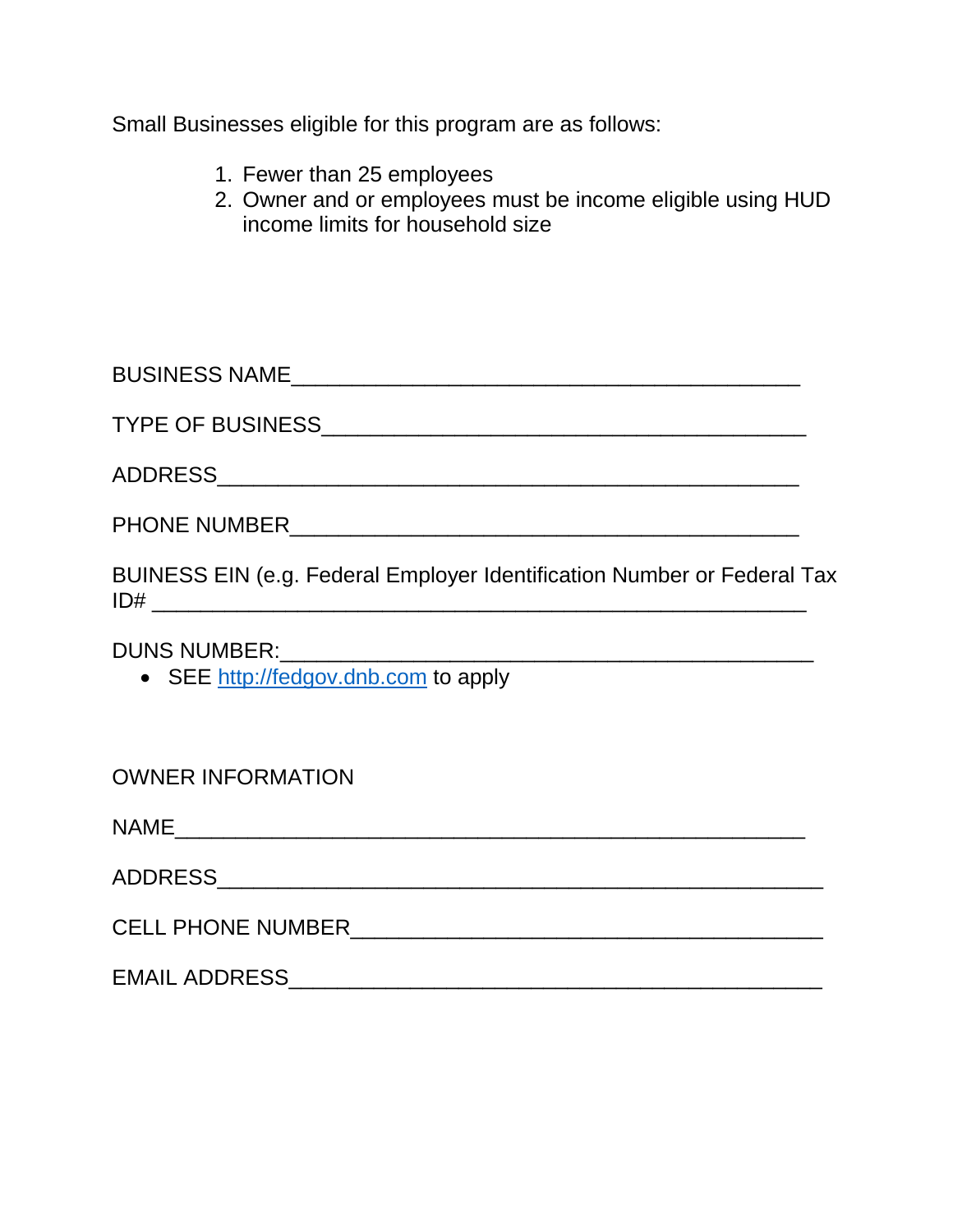Small Businesses eligible for this program are as follows:

1. Fewer than 25 employees
2. Owner and or employees must be income eligible using HUD income limits for household size

BUSINESS NAME___________________________________________

TYPE OF BUSINESS_________________________________________

ADDRESS__________________________________________________

PHONE NUMBER___________________________________________

BUINESS EIN (e.g. Federal Employer Identification Number or Federal Tax ID# ________________________________________________________

DUNS NUMBER:____________________________________________

- SEE [http://fedgov.dnb.com](http://fedgov.dnb.com) to apply

OWNER INFORMATION

NAME_____________________________________________________

ADDRESS___________________________________________________

CELL PHONE NUMBER________________________________________

EMAIL ADDRESS____________________________________________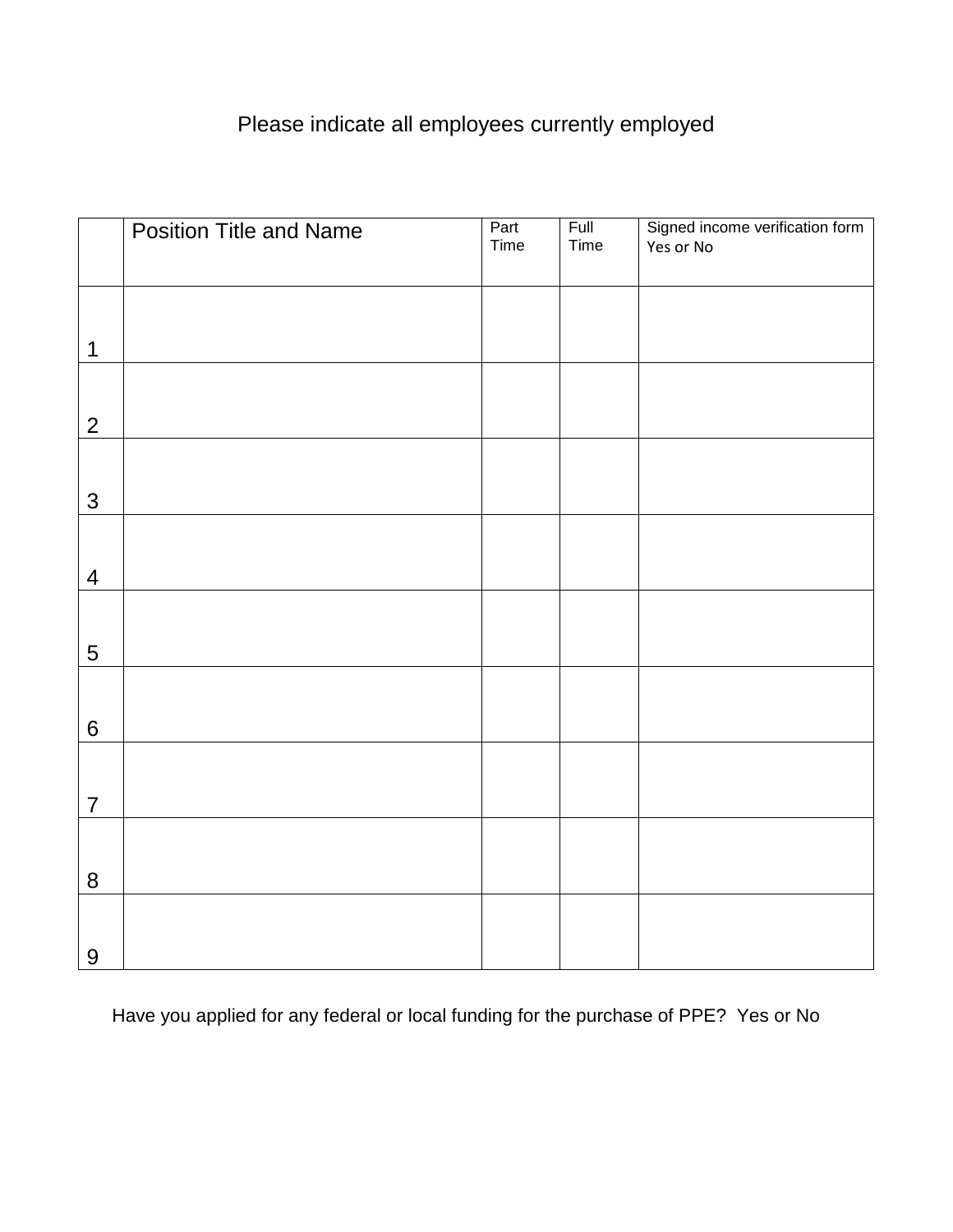Please indicate all employees currently employed

| | Position Title and Name | Part Time | Full Time | Signed income verification form Yes or No |
|---|---|---|---|---|
| 1 | | | | |
| 2 | | | | |
| 3 | | | | |
| 4 | | | | |
| 5 | | | | |
| 6 | | | | |
| 7 | | | | |
| 8 | | | | |
| 9 | | | | |

Have you applied for any federal or local funding for the purchase of PPE? Yes or No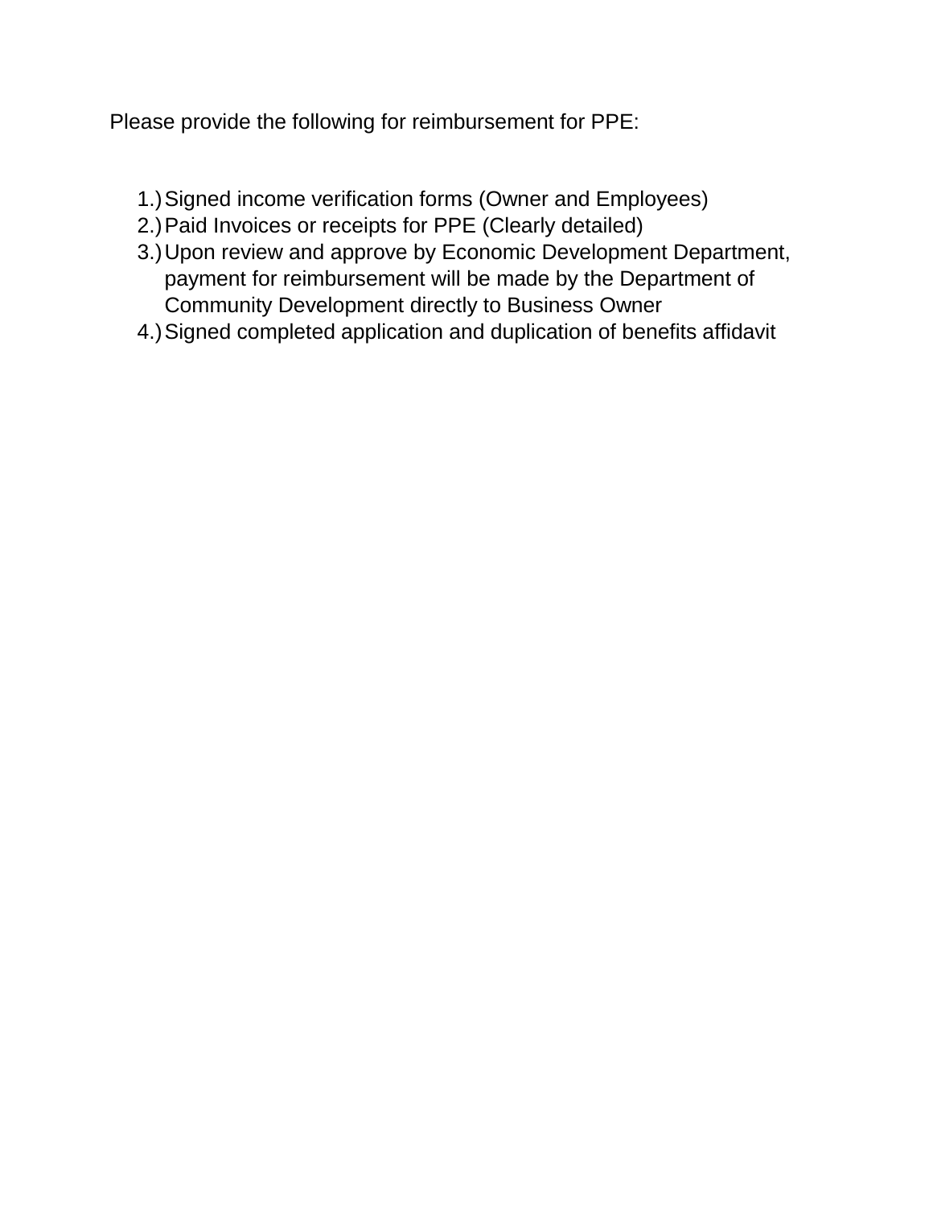Please provide the following for reimbursement for PPE:

1.) Signed income verification forms (Owner and Employees)
2.) Paid Invoices or receipts for PPE (Clearly detailed)
3.) Upon review and approve by Economic Development Department, payment for reimbursement will be made by the Department of Community Development directly to Business Owner
4.) Signed completed application and duplication of benefits affidavit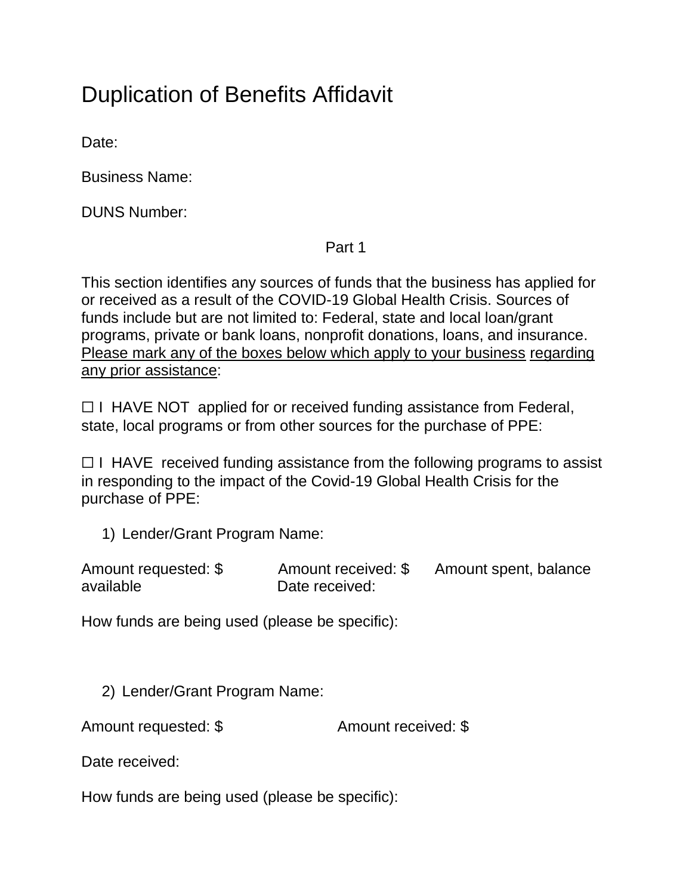# Duplication of Benefits Affidavit

Date:

Business Name:

DUNS Number:

Part 1

This section identifies any sources of funds that the business has applied for or received as a result of the COVID-19 Global Health Crisis. Sources of funds include but are not limited to: Federal, state and local loan/grant programs, private or bank loans, nonprofit donations, loans, and insurance. <u>Please mark any of the boxes below which apply to your business</u> <u>regarding any prior assistance</u>:

☐ I HAVE NOT applied for or received funding assistance from Federal, state, local programs or from other sources for the purchase of PPE:

☐ I HAVE received funding assistance from the following programs to assist in responding to the impact of the Covid-19 Global Health Crisis for the purchase of PPE:

1) Lender/Grant Program Name:

Amount requested: $ Amount received: $ Amount spent, balance available Date received:

How funds are being used (please be specific):

2) Lender/Grant Program Name:

Amount requested: $ Amount received: $

Date received:

How funds are being used (please be specific):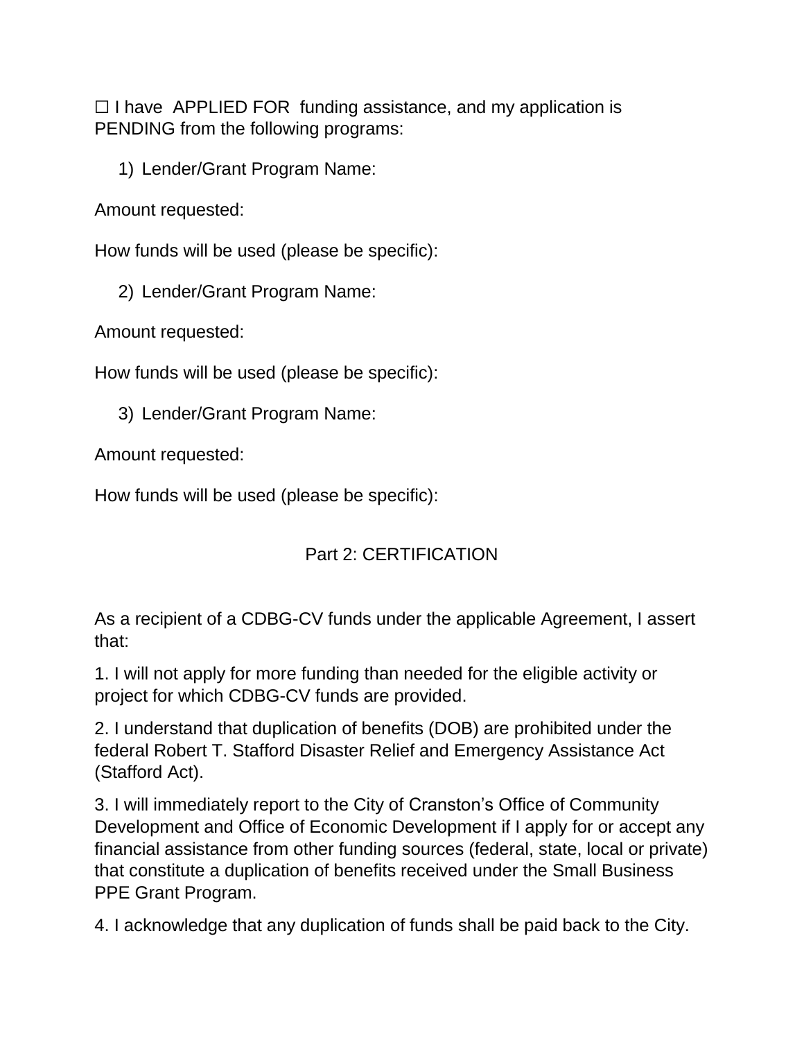☐ I have APPLIED FOR funding assistance, and my application is PENDING from the following programs:

1) Lender/Grant Program Name:

Amount requested:

How funds will be used (please be specific):

2) Lender/Grant Program Name:

Amount requested:

How funds will be used (please be specific):

3) Lender/Grant Program Name:

Amount requested:

How funds will be used (please be specific):

## Part 2: CERTIFICATION

As a recipient of a CDBG-CV funds under the applicable Agreement, I assert that:

1. I will not apply for more funding than needed for the eligible activity or project for which CDBG-CV funds are provided.

2. I understand that duplication of benefits (DOB) are prohibited under the federal Robert T. Stafford Disaster Relief and Emergency Assistance Act (Stafford Act).

3. I will immediately report to the City of Cranston's Office of Community Development and Office of Economic Development if I apply for or accept any financial assistance from other funding sources (federal, state, local or private) that constitute a duplication of benefits received under the Small Business PPE Grant Program.

4. I acknowledge that any duplication of funds shall be paid back to the City.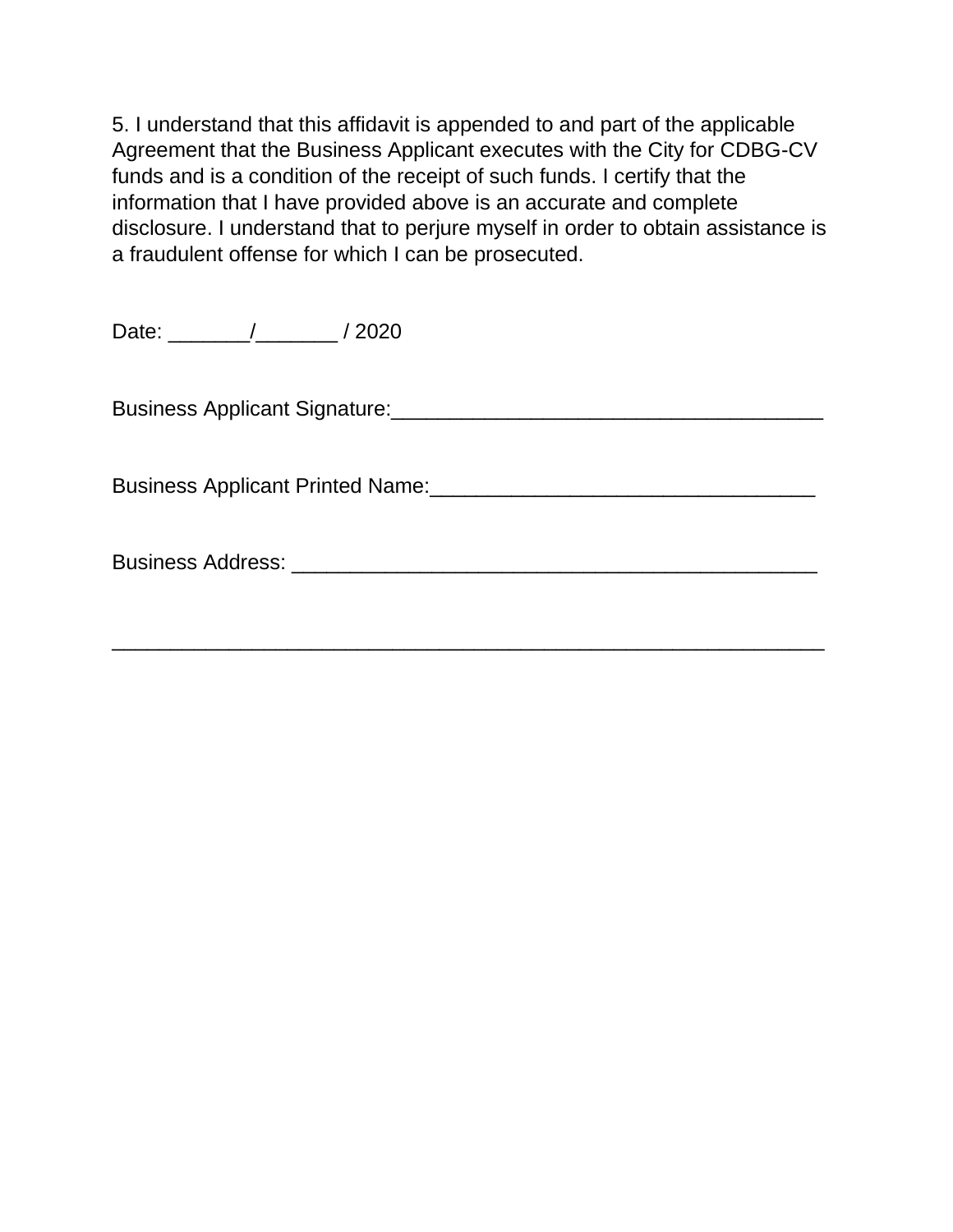5. I understand that this affidavit is appended to and part of the applicable Agreement that the Business Applicant executes with the City for CDBG-CV funds and is a condition of the receipt of such funds. I certify that the information that I have provided above is an accurate and complete disclosure. I understand that to perjure myself in order to obtain assistance is a fraudulent offense for which I can be prosecuted.

Date: _______/_______ / 2020

Business Applicant Signature:_____________________________________

Business Applicant Printed Name:_________________________________

Business Address: _____________________________________________

_____________________________________________________________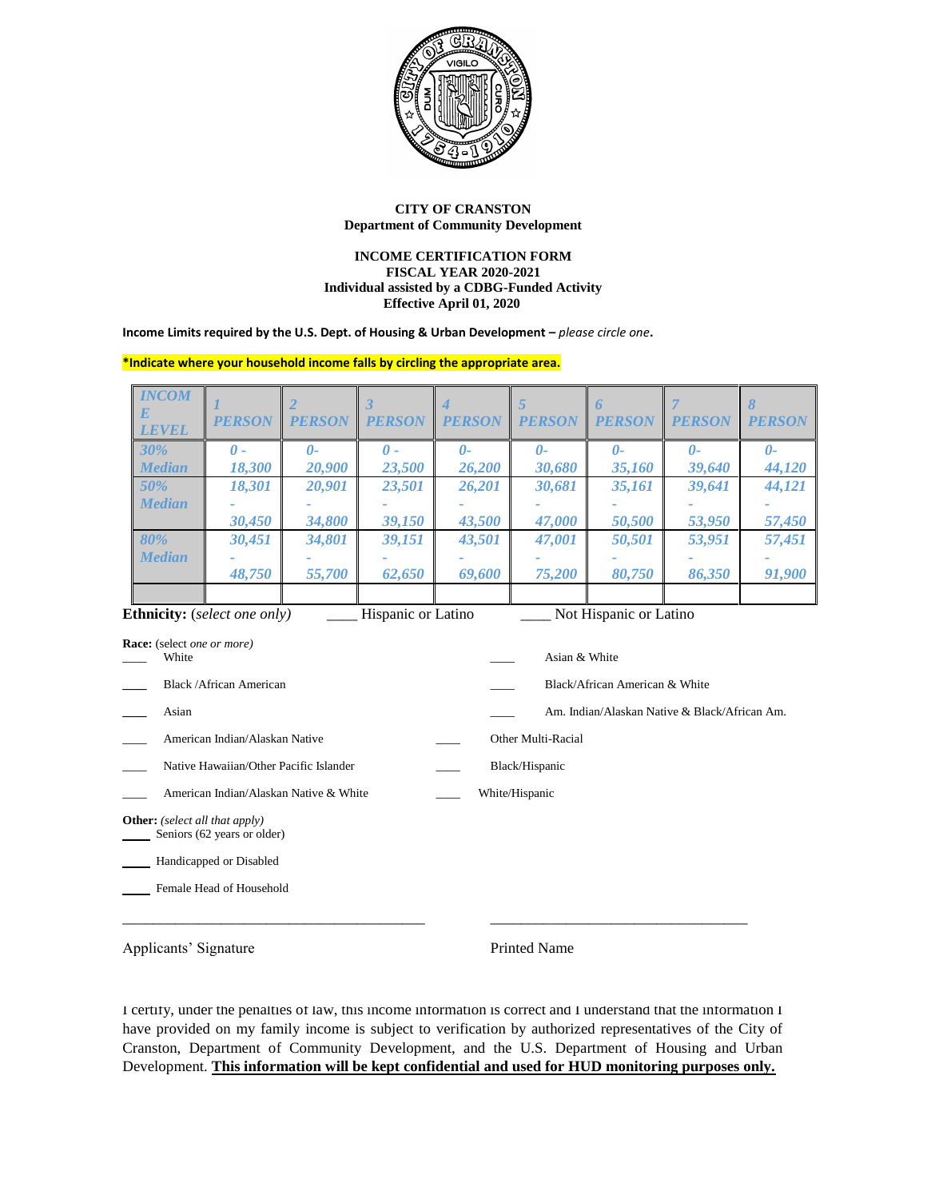**CITY OF CRANSTON**
**Department of Community Development**

**INCOME CERTIFICATION FORM**
**FISCAL YEAR 2020-2021**
**Individual assisted by a CDBG-Funded Activity**
**Effective April 01, 2020**

**Income Limits required by the U.S. Dept. of Housing & Urban Development –** *please circle one***.**

**\*Indicate where your household income falls by circling the appropriate area.**

| *INCOME LEVEL* | *1 PERSON* | *2 PERSON* | *3 PERSON* | *4 PERSON* | *5 PERSON* | *6 PERSON* | *7 PERSON* | *8 PERSON* |
|---|---|---|---|---|---|---|---|---|
| *30% Median* | *0 - 18,300* | *0- 20,900* | *0 - 23,500* | *0- 26,200* | *0- 30,680* | *0- 35,160* | *0- 39,640* | *0- 44,120* |
| *50% Median* | *18,301 - 30,450* | *20,901 - 34,800* | *23,501 - 39,150* | *26,201 - 43,500* | *30,681 - 47,000* | *35,161 - 50,500* | *39,641 - 53,950* | *44,121 - 57,450* |
| *80% Median* | *30,451 - 48,750* | *34,801 - 55,700* | *39,151 - 62,650* | *43,501 - 69,600* | *47,001 - 75,200* | *50,501 - 80,750* | *53,951 - 86,350* | *57,451 - 91,900* |
| | | | | | | | | |

**Ethnicity:** (*select one only)* ____ Hispanic or Latino ____ Not Hispanic or Latino

**Race:** (select *one or more)*

____ White

____ Black /African American

____ Asian

____ American Indian/Alaskan Native

____ Native Hawaiian/Other Pacific Islander

____ American Indian/Alaskan Native & White

____ Asian & White

____ Black/African American & White

____ Am. Indian/Alaskan Native & Black/African Am.

____ Other Multi-Racial

____ Black/Hispanic

____ White/Hispanic

**Other:** *(select all that apply)*

____ Seniors (62 years or older)

____ Handicapped or Disabled

____ Female Head of Household

_________________________________________ _____________________________________

Applicants' Signature Printed Name

I certify, under the penalties of law, this income information is correct and I understand that the information I have provided on my family income is subject to verification by authorized representatives of the City of Cranston, Department of Community Development, and the U.S. Department of Housing and Urban Development. **<u>This information will be kept confidential and used for HUD monitoring purposes only.</u>**